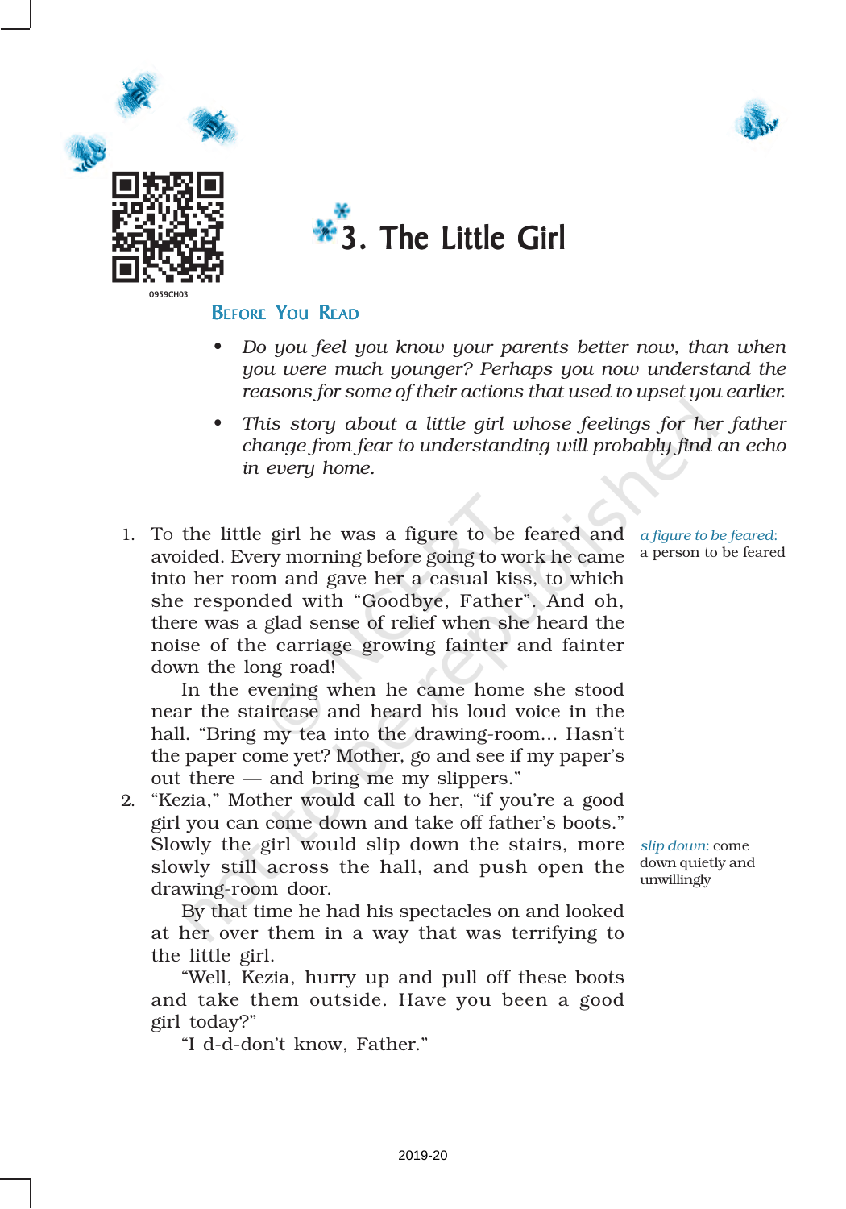# 3. The Little Girl

## Before You Read

- *Do you feel you know your parents better now, than when you were much younger? Perhaps you now understand the reasons for some of their actions that used to upset you earlier.*
- *This story about a little girl whose feelings for her father change from fear to understanding will probably find an echo in every home.*

1. To the little girl he was a figure to be feared and avoided. Every morning before going to work he came into her room and gave her a casual kiss, to which she responded with "Goodbye, Father". And oh, there was a glad sense of relief when she heard the noise of the carriage growing fainter and fainter down the long road!

    In the evening when he came home she stood near the staircase and heard his loud voice in the hall. "Bring my tea into the drawing-room... Hasn't the paper come yet? Mother, go and see if my paper's out there — and bring me my slippers."

*a figure to be feared*: a person to be feared

2. "Kezia," Mother would call to her, "if you're a good girl you can come down and take off father's boots." Slowly the girl would slip down the stairs, more slowly still across the hall, and push open the drawing-room door.

    By that time he had his spectacles on and looked at her over them in a way that was terrifying to the little girl.

    "Well, Kezia, hurry up and pull off these boots and take them outside. Have you been a good girl today?"

    "I d-d-don't know, Father."

*slip down*: come down quietly and unwillingly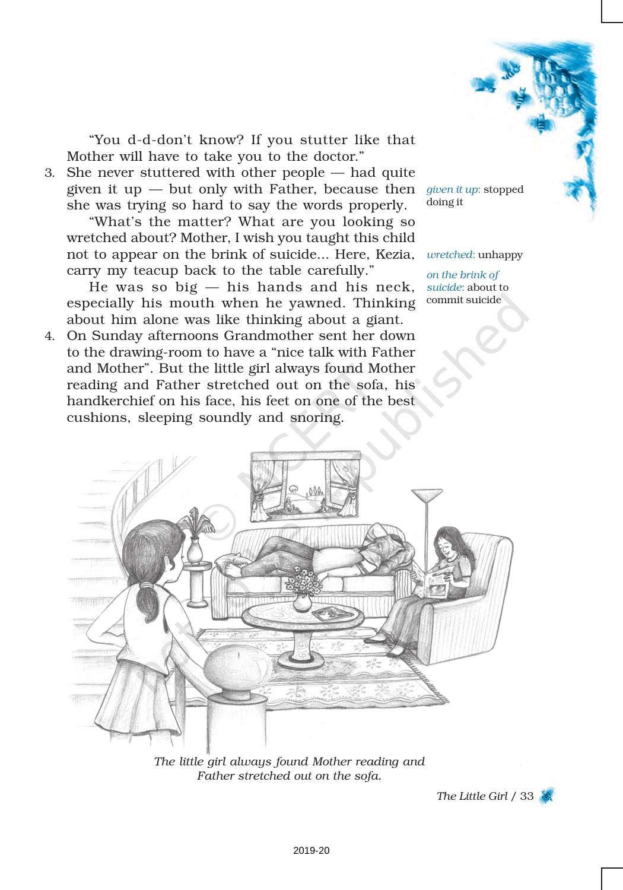"You d-d-don't know? If you stutter like that Mother will have to take you to the doctor."

3. She never stuttered with other people — had quite given it up — but only with Father, because then she was trying so hard to say the words properly.

   "What's the matter? What are you looking so wretched about? Mother, I wish you taught this child not to appear on the brink of suicide... Here, Kezia, carry my teacup back to the table carefully."

   He was so big — his hands and his neck, especially his mouth when he yawned. Thinking about him alone was like thinking about a giant.

4. On Sunday afternoons Grandmother sent her down to the drawing-room to have a "nice talk with Father and Mother". But the little girl always found Mother reading and Father stretched out on the sofa, his handkerchief on his face, his feet on one of the best cushions, sleeping soundly and snoring.

*given it up*: stopped doing it

*wretched*: unhappy

*on the brink of suicide*: about to commit suicide

*The little girl always found Mother reading and Father stretched out on the sofa.*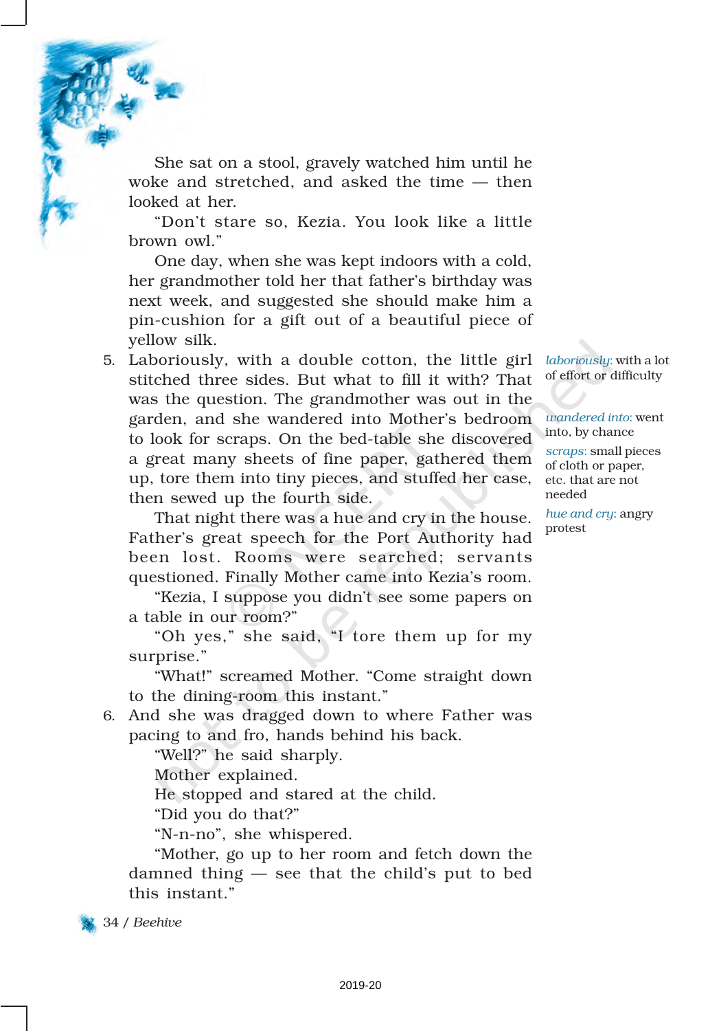She sat on a stool, gravely watched him until he woke and stretched, and asked the time — then looked at her.

"Don't stare so, Kezia. You look like a little brown owl."

One day, when she was kept indoors with a cold, her grandmother told her that father's birthday was next week, and suggested she should make him a pin-cushion for a gift out of a beautiful piece of yellow silk.

5. Laboriously, with a double cotton, the little girl stitched three sides. But what to fill it with? That was the question. The grandmother was out in the garden, and she wandered into Mother's bedroom to look for scraps. On the bed-table she discovered a great many sheets of fine paper, gathered them up, tore them into tiny pieces, and stuffed her case, then sewed up the fourth side.

That night there was a hue and cry in the house. Father's great speech for the Port Authority had been lost. Rooms were searched; servants questioned. Finally Mother came into Kezia's room.

"Kezia, I suppose you didn't see some papers on a table in our room?"

"Oh yes," she said, "I tore them up for my surprise."

"What!" screamed Mother. "Come straight down to the dining-room this instant."

6. And she was dragged down to where Father was pacing to and fro, hands behind his back.

"Well?" he said sharply.

Mother explained.

He stopped and stared at the child.

"Did you do that?"

"N-n-no", she whispered.

"Mother, go up to her room and fetch down the damned thing — see that the child's put to bed this instant."

*laboriously*: with a lot of effort or difficulty

*wandered into*: went into, by chance

*scraps*: small pieces of cloth or paper, etc. that are not needed

*hue and cry*: angry protest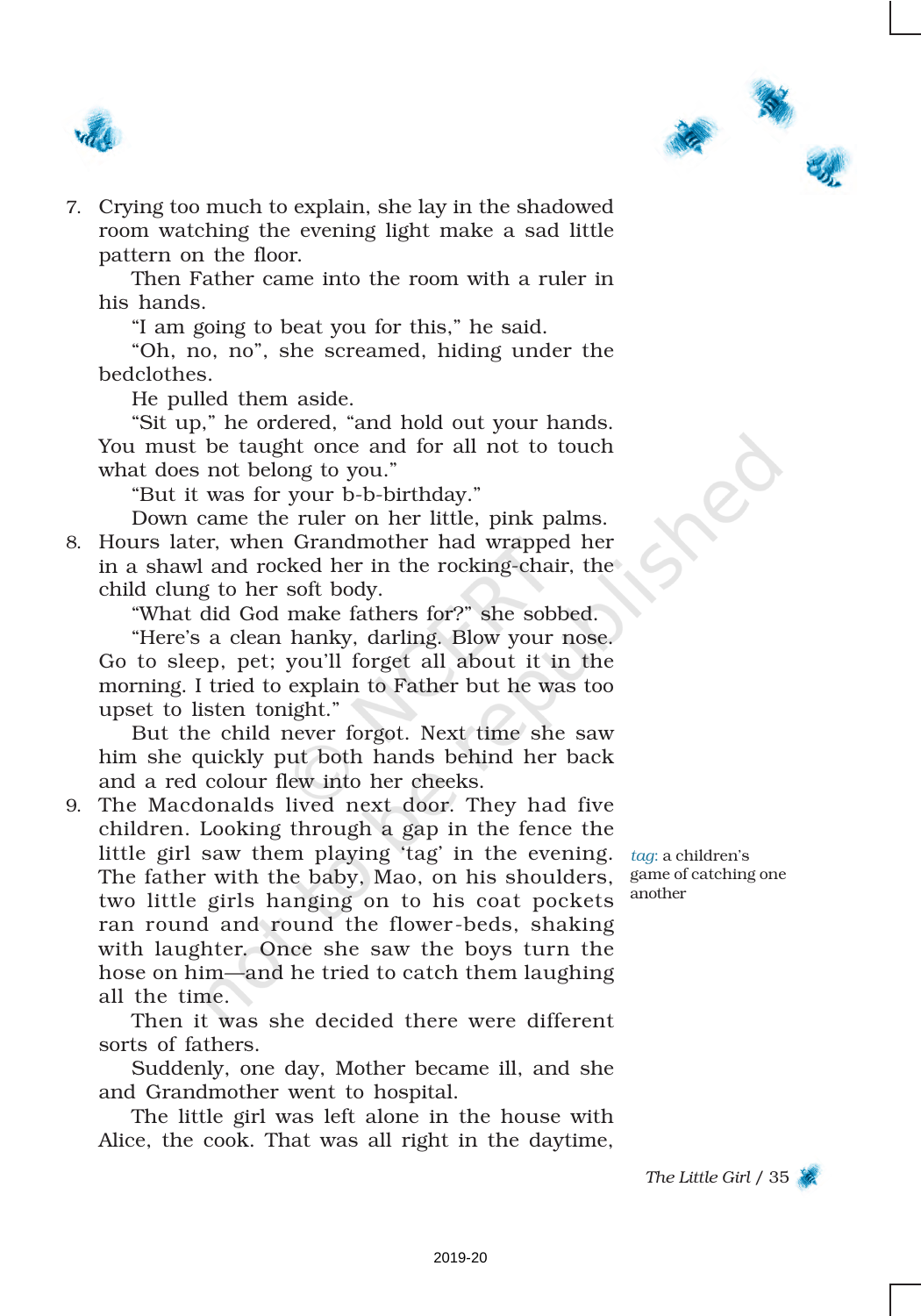7. Crying too much to explain, she lay in the shadowed room watching the evening light make a sad little pattern on the floor.

   Then Father came into the room with a ruler in his hands.

   "I am going to beat you for this," he said.

   "Oh, no, no", she screamed, hiding under the bedclothes.

   He pulled them aside.

   "Sit up," he ordered, "and hold out your hands. You must be taught once and for all not to touch what does not belong to you."

   "But it was for your b-b-birthday."

   Down came the ruler on her little, pink palms.

8. Hours later, when Grandmother had wrapped her in a shawl and rocked her in the rocking-chair, the child clung to her soft body.

   "What did God make fathers for?" she sobbed.

   "Here's a clean hanky, darling. Blow your nose. Go to sleep, pet; you'll forget all about it in the morning. I tried to explain to Father but he was too upset to listen tonight."

   But the child never forgot. Next time she saw him she quickly put both hands behind her back and a red colour flew into her cheeks.

9. The Macdonalds lived next door. They had five children. Looking through a gap in the fence the little girl saw them playing 'tag' in the evening. The father with the baby, Mao, on his shoulders, two little girls hanging on to his coat pockets ran round and round the flower-beds, shaking with laughter. Once she saw the boys turn the hose on him—and he tried to catch them laughing all the time.

   Then it was she decided there were different sorts of fathers.

   Suddenly, one day, Mother became ill, and she and Grandmother went to hospital.

   The little girl was left alone in the house with Alice, the cook. That was all right in the daytime,

*tag*: a children's game of catching one another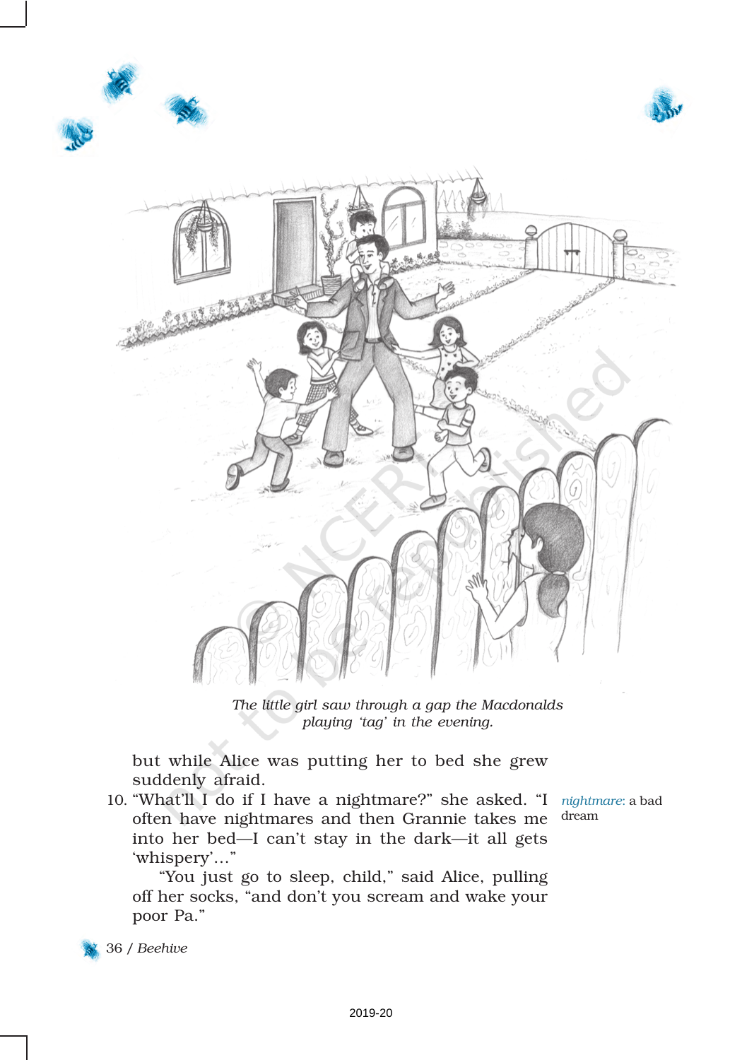*The little girl saw through a gap the Macdonalds playing 'tag' in the evening.*

but while Alice was putting her to bed she grew suddenly afraid.

10. "What'll I do if I have a nightmare?" she asked. "I often have nightmares and then Grannie takes me into her bed—I can't stay in the dark—it all gets 'whispery'..."

"You just go to sleep, child," said Alice, pulling off her socks, "and don't you scream and wake your poor Pa."

*nightmare*: a bad dream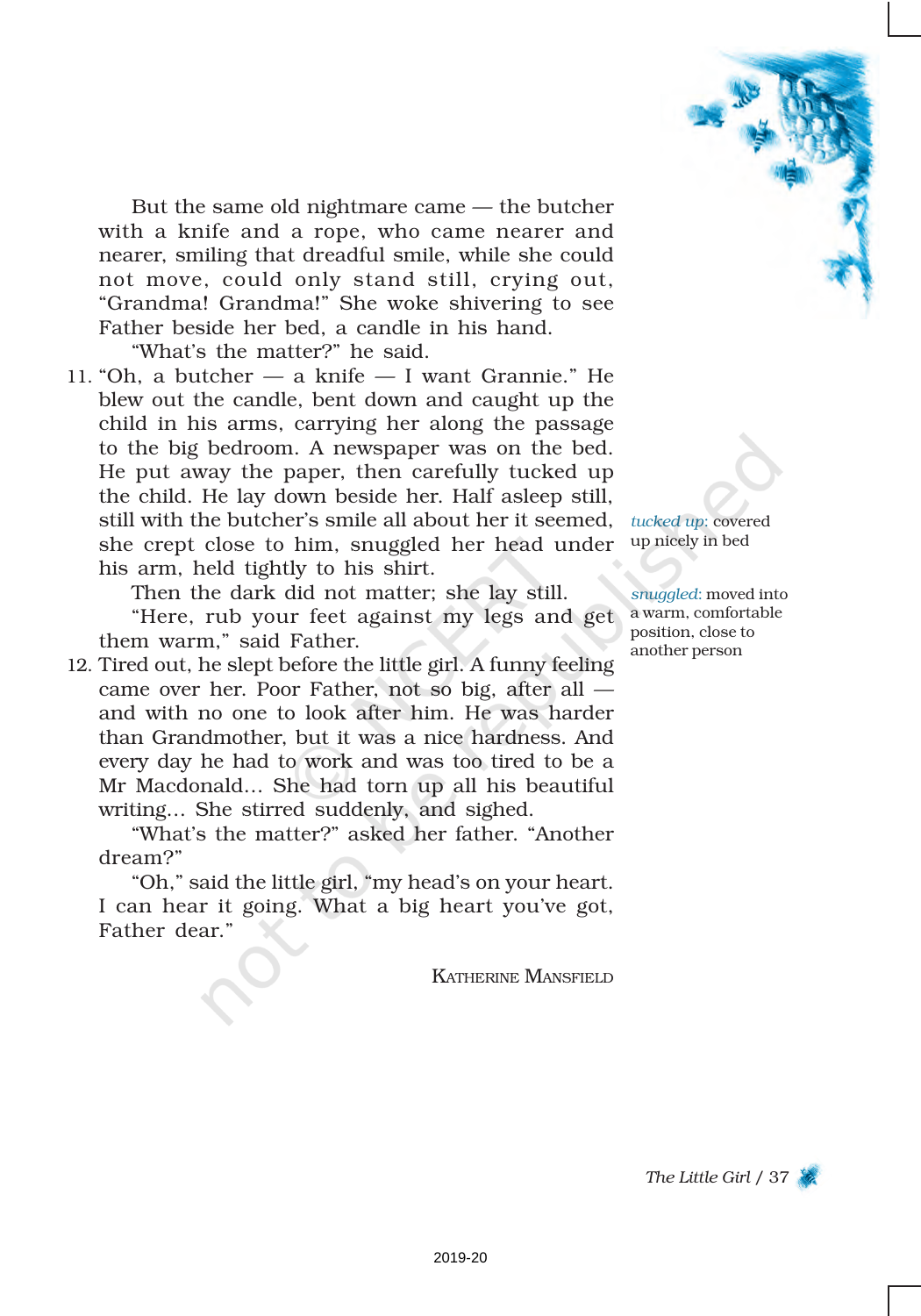But the same old nightmare came — the butcher with a knife and a rope, who came nearer and nearer, smiling that dreadful smile, while she could not move, could only stand still, crying out, "Grandma! Grandma!" She woke shivering to see Father beside her bed, a candle in his hand.

"What's the matter?" he said.

11. "Oh, a butcher — a knife — I want Grannie." He blew out the candle, bent down and caught up the child in his arms, carrying her along the passage to the big bedroom. A newspaper was on the bed. He put away the paper, then carefully tucked up the child. He lay down beside her. Half asleep still, still with the butcher's smile all about her it seemed, she crept close to him, snuggled her head under his arm, held tightly to his shirt.

Then the dark did not matter; she lay still.

"Here, rub your feet against my legs and get them warm," said Father.

12. Tired out, he slept before the little girl. A funny feeling came over her. Poor Father, not so big, after all — and with no one to look after him. He was harder than Grandmother, but it was a nice hardness. And every day he had to work and was too tired to be a Mr Macdonald... She had torn up all his beautiful writing... She stirred suddenly, and sighed.

"What's the matter?" asked her father. "Another dream?"

"Oh," said the little girl, "my head's on your heart. I can hear it going. What a big heart you've got, Father dear."

KATHERINE MANSFIELD

*tucked up*: covered up nicely in bed

*snuggled*: moved into a warm, comfortable position, close to another person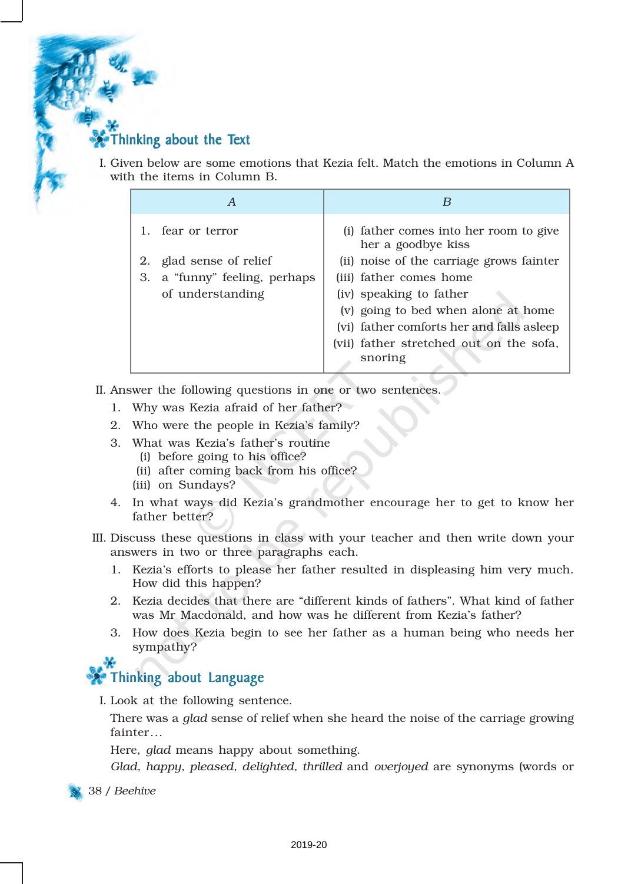## Thinking about the Text

I. Given below are some emotions that Kezia felt. Match the emotions in Column A with the items in Column B.

| A | B |
|---|---|
| 1. fear or terror | (i) father comes into her room to give her a goodbye kiss |
| 2. glad sense of relief | (ii) noise of the carriage grows fainter |
| 3. a "funny" feeling, perhaps of understanding | (iii) father comes home |
| | (iv) speaking to father |
| | (v) going to bed when alone at home |
| | (vi) father comforts her and falls asleep |
| | (vii) father stretched out on the sofa, snoring |

II. Answer the following questions in one or two sentences.

1. Why was Kezia afraid of her father?
2. Who were the people in Kezia's family?
3. What was Kezia's father's routine
   (i) before going to his office?
   (ii) after coming back from his office?
   (iii) on Sundays?
4. In what ways did Kezia's grandmother encourage her to get to know her father better?

III. Discuss these questions in class with your teacher and then write down your answers in two or three paragraphs each.

1. Kezia's efforts to please her father resulted in displeasing him very much. How did this happen?
2. Kezia decides that there are "different kinds of fathers". What kind of father was Mr Macdonald, and how was he different from Kezia's father?
3. How does Kezia begin to see her father as a human being who needs her sympathy?

## Thinking about Language

I. Look at the following sentence.

There was a *glad* sense of relief when she heard the noise of the carriage growing fainter…

Here, *glad* means happy about something.

*Glad, happy, pleased, delighted, thrilled* and *overjoyed* are synonyms (words or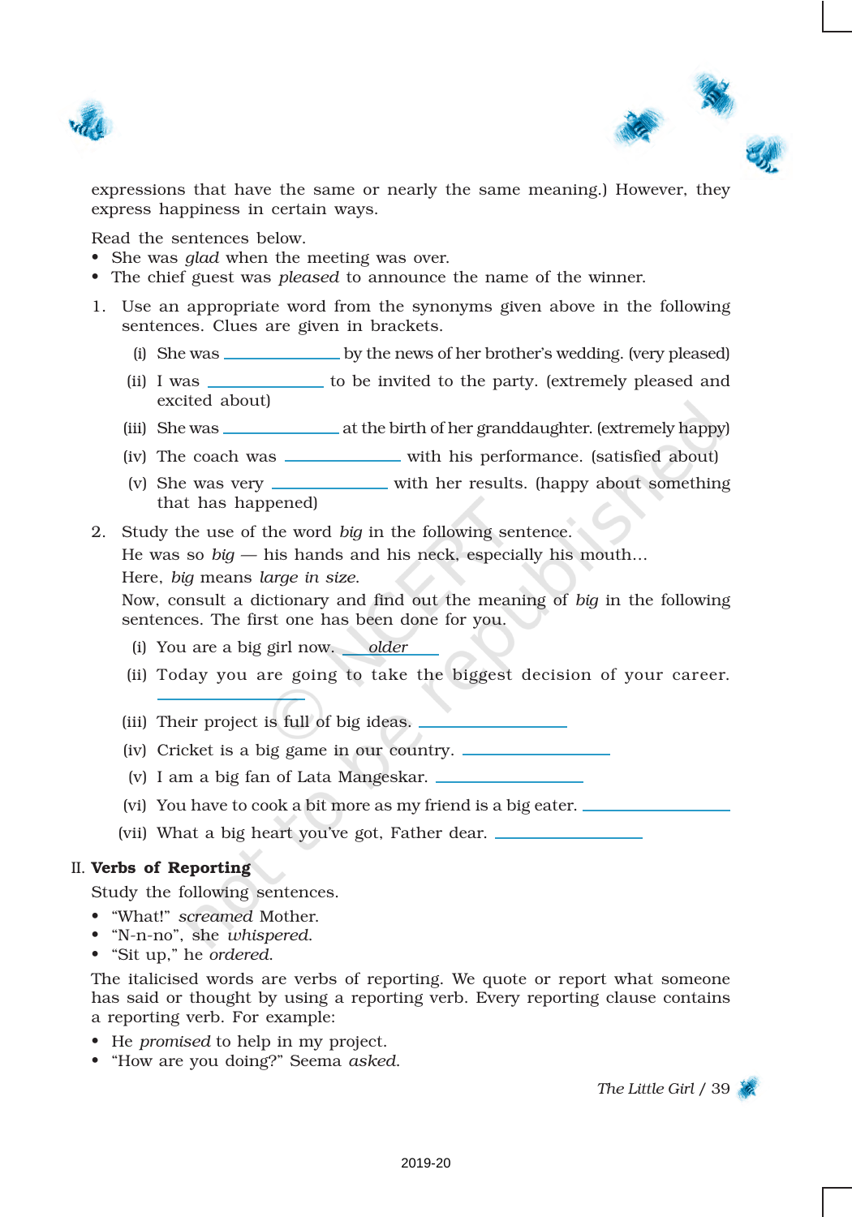expressions that have the same or nearly the same meaning.) However, they express happiness in certain ways.

Read the sentences below.

- She was *glad* when the meeting was over.
- The chief guest was *pleased* to announce the name of the winner.

1. Use an appropriate word from the synonyms given above in the following sentences. Clues are given in brackets.

   (i) She was ____________ by the news of her brother's wedding. (very pleased)

   (ii) I was ____________ to be invited to the party. (extremely pleased and excited about)

   (iii) She was ____________ at the birth of her granddaughter. (extremely happy)

   (iv) The coach was ____________ with his performance. (satisfied about)

   (v) She was very ____________ with her results. (happy about something that has happened)

2. Study the use of the word *big* in the following sentence.

   He was so *big* — his hands and his neck, especially his mouth...

   Here, *big* means *large in size*.

   Now, consult a dictionary and find out the meaning of *big* in the following sentences. The first one has been done for you.

   (i) You are a big girl now. ___*older*___

   (ii) Today you are going to take the biggest decision of your career. ____________

   (iii) Their project is full of big ideas. ____________

   (iv) Cricket is a big game in our country. ____________

   (v) I am a big fan of Lata Mangeskar. ____________

   (vi) You have to cook a bit more as my friend is a big eater. ____________

   (vii) What a big heart you've got, Father dear. ____________

## II. Verbs of Reporting

Study the following sentences.

- "What!" *screamed* Mother.
- "N-n-no", she *whispered*.
- "Sit up," he *ordered*.

The italicised words are verbs of reporting. We quote or report what someone has said or thought by using a reporting verb. Every reporting clause contains a reporting verb. For example:

- He *promised* to help in my project.
- "How are you doing?" Seema *asked*.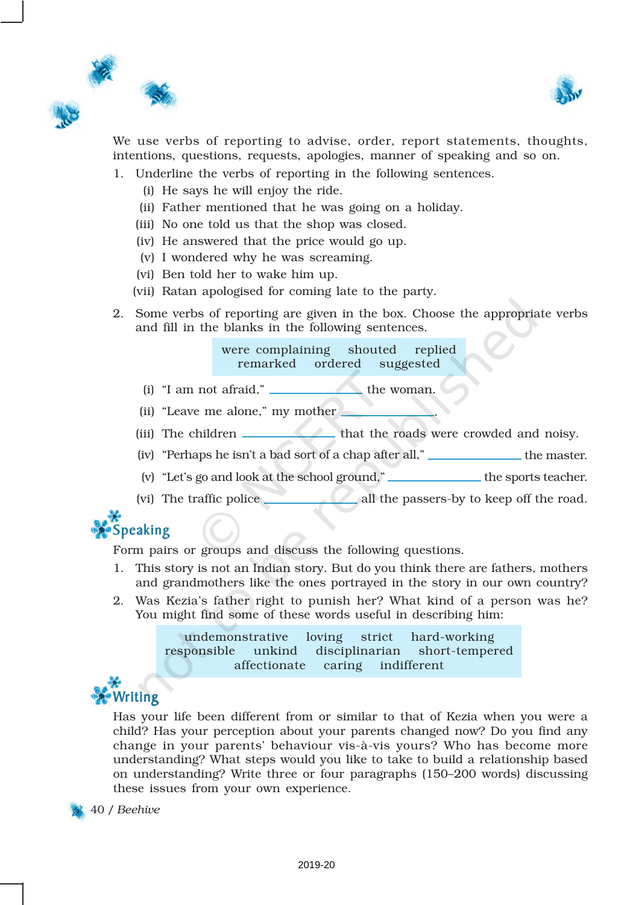We use verbs of reporting to advise, order, report statements, thoughts, intentions, questions, requests, apologies, manner of speaking and so on.

1. Underline the verbs of reporting in the following sentences.
   (i) He says he will enjoy the ride.
   (ii) Father mentioned that he was going on a holiday.
   (iii) No one told us that the shop was closed.
   (iv) He answered that the price would go up.
   (v) I wondered why he was screaming.
   (vi) Ben told her to wake him up.
   (vii) Ratan apologised for coming late to the party.

2. Some verbs of reporting are given in the box. Choose the appropriate verbs and fill in the blanks in the following sentences.

   | were complaining | shouted | replied |
   |---|---|---|
   | remarked | ordered | suggested |

   (i) "I am not afraid," \_\_\_\_\_\_\_\_\_\_\_\_ the woman.
   (ii) "Leave me alone," my mother \_\_\_\_\_\_\_\_\_\_\_\_.
   (iii) The children \_\_\_\_\_\_\_\_\_\_\_\_ that the roads were crowded and noisy.
   (iv) "Perhaps he isn't a bad sort of a chap after all," \_\_\_\_\_\_\_\_\_\_\_\_ the master.
   (v) "Let's go and look at the school ground," \_\_\_\_\_\_\_\_\_\_\_\_ the sports teacher.
   (vi) The traffic police \_\_\_\_\_\_\_\_\_\_\_\_ all the passers-by to keep off the road.

## Speaking

Form pairs or groups and discuss the following questions.

1. This story is not an Indian story. But do you think there are fathers, mothers and grandmothers like the ones portrayed in the story in our own country?
2. Was Kezia's father right to punish her? What kind of a person was he? You might find some of these words useful in describing him:

   | undemonstrative | loving | strict | hard-working |
   |---|---|---|---|
   | responsible | unkind | disciplinarian | short-tempered |
   | affectionate | caring | indifferent | |

## Writing

Has your life been different from or similar to that of Kezia when you were a child? Has your perception about your parents changed now? Do you find any change in your parents' behaviour vis-à-vis yours? Who has become more understanding? What steps would you like to take to build a relationship based on understanding? Write three or four paragraphs (150–200 words) discussing these issues from your own experience.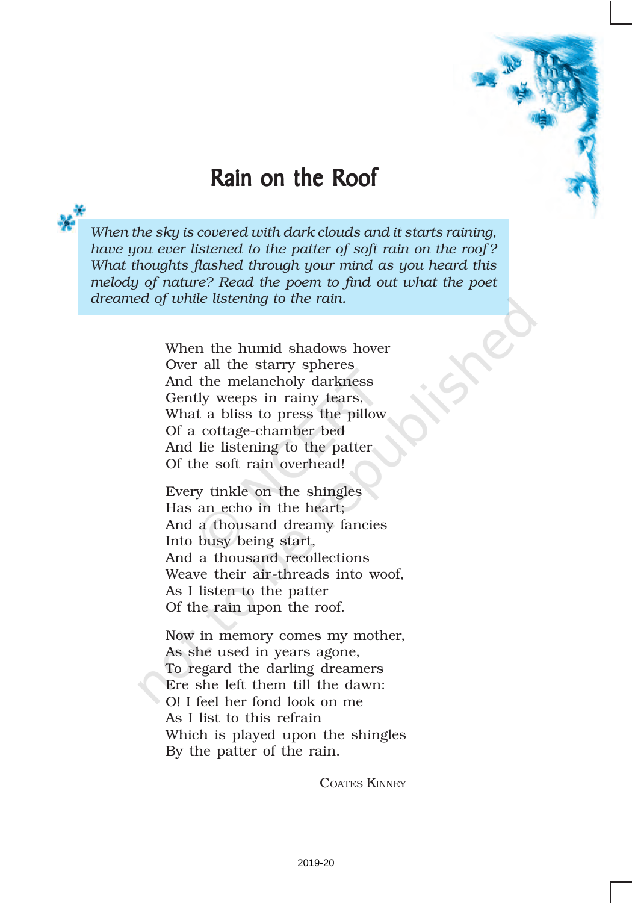# Rain on the Roof

*When the sky is covered with dark clouds and it starts raining, have you ever listened to the patter of soft rain on the roof? What thoughts flashed through your mind as you heard this melody of nature? Read the poem to find out what the poet dreamed of while listening to the rain.*

When the humid shadows hover  
Over all the starry spheres  
And the melancholy darkness  
Gently weeps in rainy tears,  
What a bliss to press the pillow  
Of a cottage-chamber bed  
And lie listening to the patter  
Of the soft rain overhead!

Every tinkle on the shingles  
Has an echo in the heart;  
And a thousand dreamy fancies  
Into busy being start,  
And a thousand recollections  
Weave their air-threads into woof,  
As I listen to the patter  
Of the rain upon the roof.

Now in memory comes my mother,  
As she used in years agone,  
To regard the darling dreamers  
Ere she left them till the dawn:  
O! I feel her fond look on me  
As I list to this refrain  
Which is played upon the shingles  
By the patter of the rain.

COATES KINNEY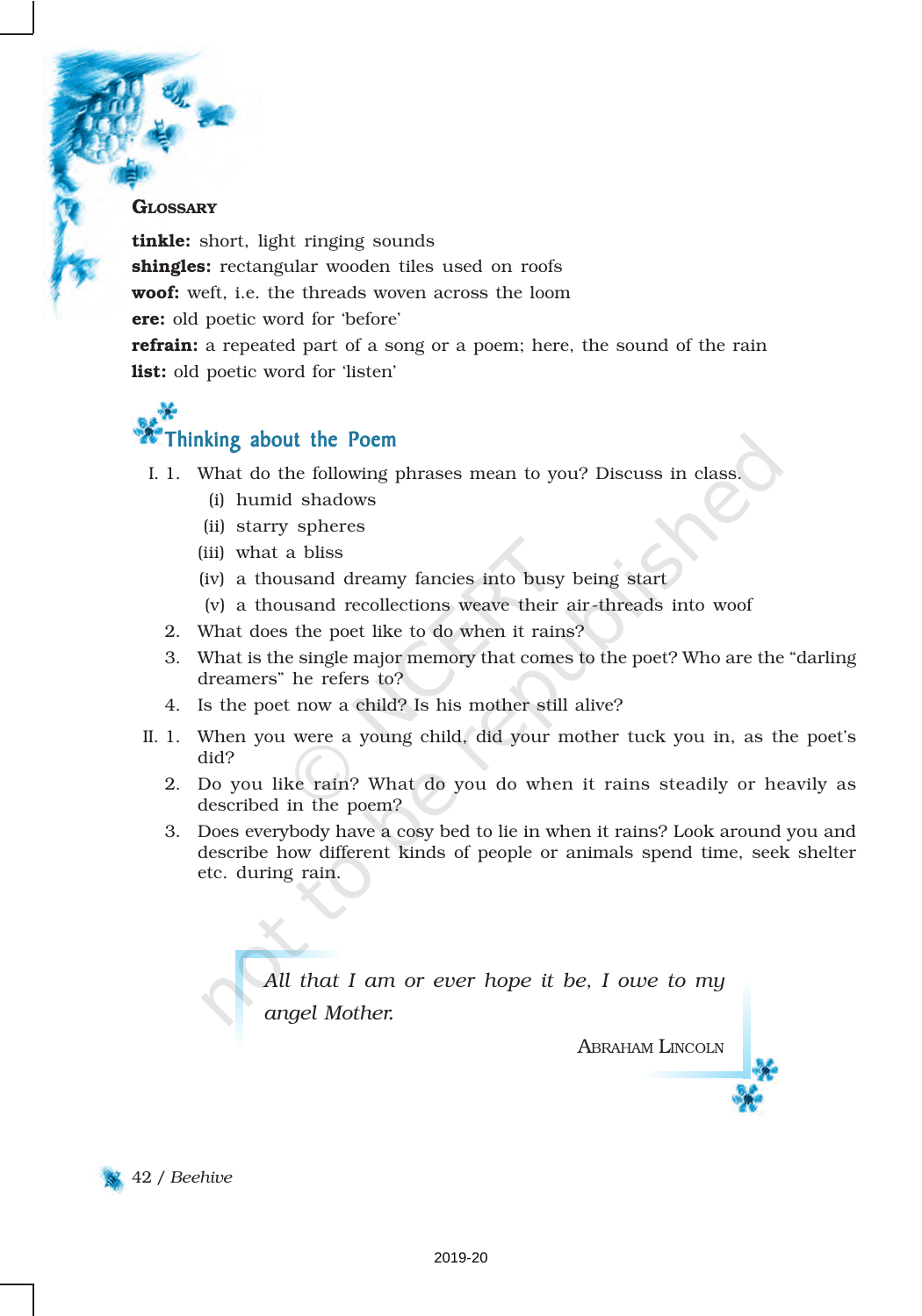## Glossary

**tinkle:** short, light ringing sounds
**shingles:** rectangular wooden tiles used on roofs
**woof:** weft, i.e. the threads woven across the loom
**ere:** old poetic word for 'before'
**refrain:** a repeated part of a song or a poem; here, the sound of the rain
**list:** old poetic word for 'listen'

## Thinking about the Poem

I. 1. What do the following phrases mean to you? Discuss in class.
   - (i) humid shadows
   - (ii) starry spheres
   - (iii) what a bliss
   - (iv) a thousand dreamy fancies into busy being start
   - (v) a thousand recollections weave their air-threads into woof

   2. What does the poet like to do when it rains?

   3. What is the single major memory that comes to the poet? Who are the "darling dreamers" he refers to?

   4. Is the poet now a child? Is his mother still alive?

II. 1. When you were a young child, did your mother tuck you in, as the poet's did?

   2. Do you like rain? What do you do when it rains steadily or heavily as described in the poem?

   3. Does everybody have a cosy bed to lie in when it rains? Look around you and describe how different kinds of people or animals spend time, seek shelter etc. during rain.

> *All that I am or ever hope it be, I owe to my angel Mother.*
>
> Abraham Lincoln